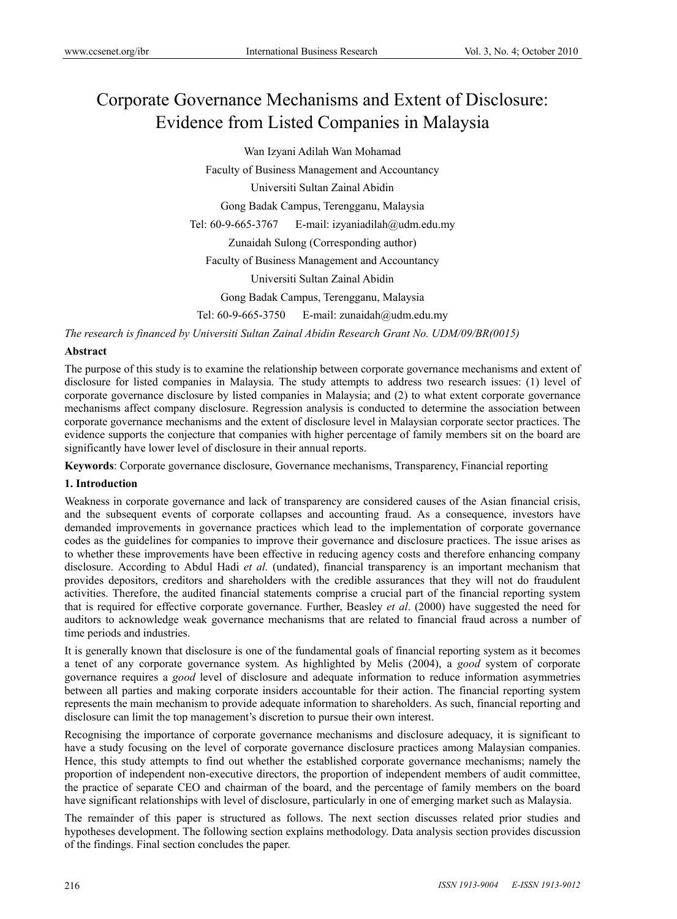# Corporate Governance Mechanisms and Extent of Disclosure: Evidence from Listed Companies in Malaysia

Wan Izyani Adilah Wan Mohamad

Faculty of Business Management and Accountancy

Universiti Sultan Zainal Abidin

Gong Badak Campus, Terengganu, Malaysia

Tel: 60-9-665-3767 E-mail: izyaniadilah@udm.edu.my

Zunaidah Sulong (Corresponding author)

Faculty of Business Management and Accountancy

Universiti Sultan Zainal Abidin

Gong Badak Campus, Terengganu, Malaysia

Tel: 60-9-665-3750 E-mail: zunaidah@udm.edu.my

*The research is financed by Universiti Sultan Zainal Abidin Research Grant No. UDM/09/BR(0015)*

**Abstract**

The purpose of this study is to examine the relationship between corporate governance mechanisms and extent of disclosure for listed companies in Malaysia. The study attempts to address two research issues: (1) level of corporate governance disclosure by listed companies in Malaysia; and (2) to what extent corporate governance mechanisms affect company disclosure. Regression analysis is conducted to determine the association between corporate governance mechanisms and the extent of disclosure level in Malaysian corporate sector practices. The evidence supports the conjecture that companies with higher percentage of family members sit on the board are significantly have lower level of disclosure in their annual reports.

**Keywords**: Corporate governance disclosure, Governance mechanisms, Transparency, Financial reporting

## 1. Introduction

Weakness in corporate governance and lack of transparency are considered causes of the Asian financial crisis, and the subsequent events of corporate collapses and accounting fraud. As a consequence, investors have demanded improvements in governance practices which lead to the implementation of corporate governance codes as the guidelines for companies to improve their governance and disclosure practices. The issue arises as to whether these improvements have been effective in reducing agency costs and therefore enhancing company disclosure. According to Abdul Hadi *et al.* (undated), financial transparency is an important mechanism that provides depositors, creditors and shareholders with the credible assurances that they will not do fraudulent activities. Therefore, the audited financial statements comprise a crucial part of the financial reporting system that is required for effective corporate governance. Further, Beasley *et al*. (2000) have suggested the need for auditors to acknowledge weak governance mechanisms that are related to financial fraud across a number of time periods and industries.

It is generally known that disclosure is one of the fundamental goals of financial reporting system as it becomes a tenet of any corporate governance system. As highlighted by Melis (2004), a *good* system of corporate governance requires a *good* level of disclosure and adequate information to reduce information asymmetries between all parties and making corporate insiders accountable for their action. The financial reporting system represents the main mechanism to provide adequate information to shareholders. As such, financial reporting and disclosure can limit the top management's discretion to pursue their own interest.

Recognising the importance of corporate governance mechanisms and disclosure adequacy, it is significant to have a study focusing on the level of corporate governance disclosure practices among Malaysian companies. Hence, this study attempts to find out whether the established corporate governance mechanisms; namely the proportion of independent non-executive directors, the proportion of independent members of audit committee, the practice of separate CEO and chairman of the board, and the percentage of family members on the board have significant relationships with level of disclosure, particularly in one of emerging market such as Malaysia.

The remainder of this paper is structured as follows. The next section discusses related prior studies and hypotheses development. The following section explains methodology. Data analysis section provides discussion of the findings. Final section concludes the paper.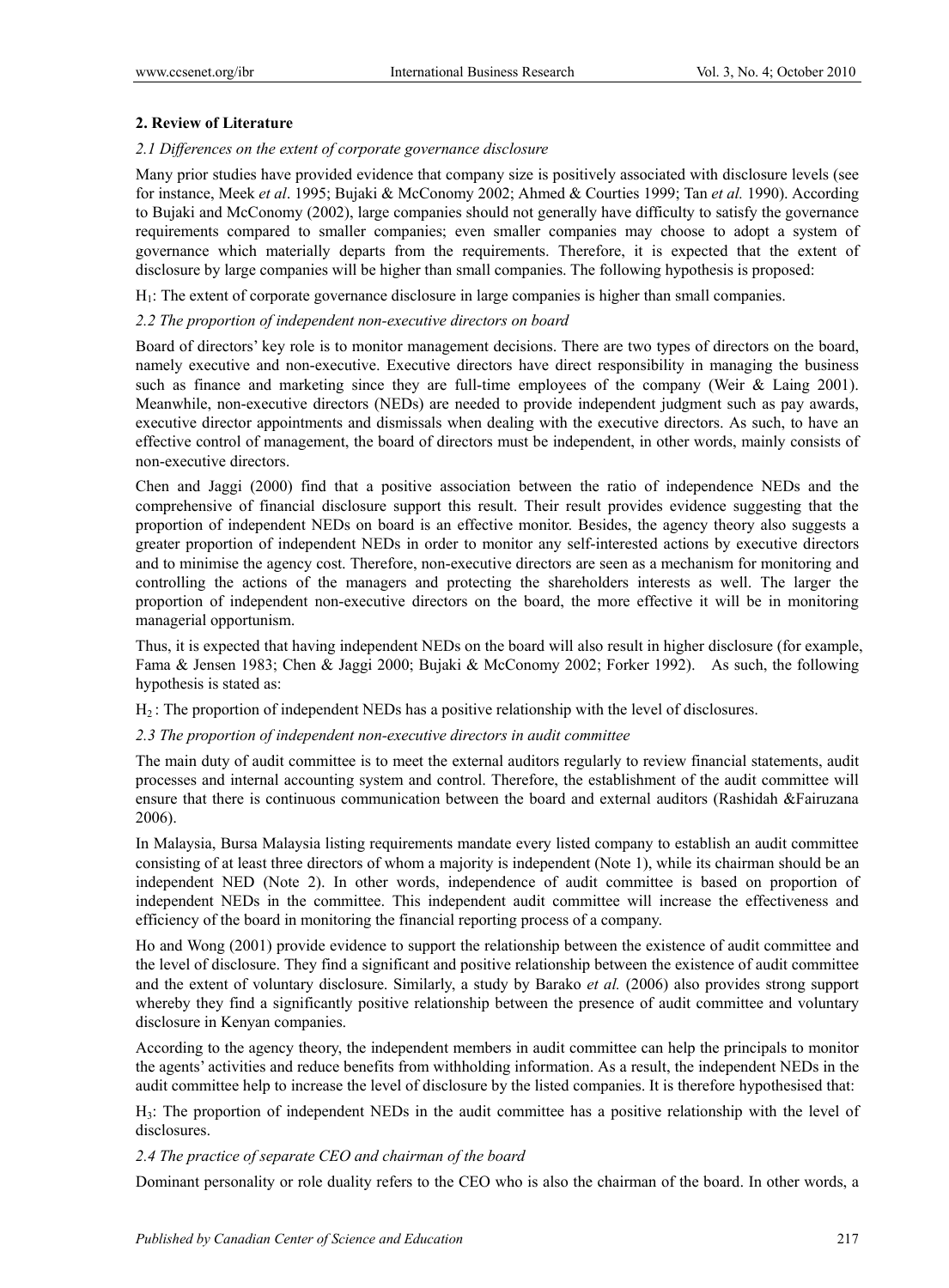## 2. Review of Literature

### *2.1 Differences on the extent of corporate governance disclosure*

Many prior studies have provided evidence that company size is positively associated with disclosure levels (see for instance, Meek *et al*. 1995; Bujaki & McConomy 2002; Ahmed & Courties 1999; Tan *et al.* 1990). According to Bujaki and McConomy (2002), large companies should not generally have difficulty to satisfy the governance requirements compared to smaller companies; even smaller companies may choose to adopt a system of governance which materially departs from the requirements. Therefore, it is expected that the extent of disclosure by large companies will be higher than small companies. The following hypothesis is proposed:

$H_1$: The extent of corporate governance disclosure in large companies is higher than small companies.

### *2.2 The proportion of independent non-executive directors on board*

Board of directors' key role is to monitor management decisions. There are two types of directors on the board, namely executive and non-executive. Executive directors have direct responsibility in managing the business such as finance and marketing since they are full-time employees of the company (Weir & Laing 2001). Meanwhile, non-executive directors (NEDs) are needed to provide independent judgment such as pay awards, executive director appointments and dismissals when dealing with the executive directors. As such, to have an effective control of management, the board of directors must be independent, in other words, mainly consists of non-executive directors.

Chen and Jaggi (2000) find that a positive association between the ratio of independence NEDs and the comprehensive of financial disclosure support this result. Their result provides evidence suggesting that the proportion of independent NEDs on board is an effective monitor. Besides, the agency theory also suggests a greater proportion of independent NEDs in order to monitor any self-interested actions by executive directors and to minimise the agency cost. Therefore, non-executive directors are seen as a mechanism for monitoring and controlling the actions of the managers and protecting the shareholders interests as well. The larger the proportion of independent non-executive directors on the board, the more effective it will be in monitoring managerial opportunism.

Thus, it is expected that having independent NEDs on the board will also result in higher disclosure (for example, Fama & Jensen 1983; Chen & Jaggi 2000; Bujaki & McConomy 2002; Forker 1992). As such, the following hypothesis is stated as:

$H_2$ : The proportion of independent NEDs has a positive relationship with the level of disclosures.

### *2.3 The proportion of independent non-executive directors in audit committee*

The main duty of audit committee is to meet the external auditors regularly to review financial statements, audit processes and internal accounting system and control. Therefore, the establishment of the audit committee will ensure that there is continuous communication between the board and external auditors (Rashidah &Fairuzana 2006).

In Malaysia, Bursa Malaysia listing requirements mandate every listed company to establish an audit committee consisting of at least three directors of whom a majority is independent (Note 1), while its chairman should be an independent NED (Note 2). In other words, independence of audit committee is based on proportion of independent NEDs in the committee. This independent audit committee will increase the effectiveness and efficiency of the board in monitoring the financial reporting process of a company.

Ho and Wong (2001) provide evidence to support the relationship between the existence of audit committee and the level of disclosure. They find a significant and positive relationship between the existence of audit committee and the extent of voluntary disclosure. Similarly, a study by Barako *et al.* (2006) also provides strong support whereby they find a significantly positive relationship between the presence of audit committee and voluntary disclosure in Kenyan companies.

According to the agency theory, the independent members in audit committee can help the principals to monitor the agents' activities and reduce benefits from withholding information. As a result, the independent NEDs in the audit committee help to increase the level of disclosure by the listed companies. It is therefore hypothesised that:

$H_3$: The proportion of independent NEDs in the audit committee has a positive relationship with the level of disclosures.

### *2.4 The practice of separate CEO and chairman of the board*

Dominant personality or role duality refers to the CEO who is also the chairman of the board. In other words, a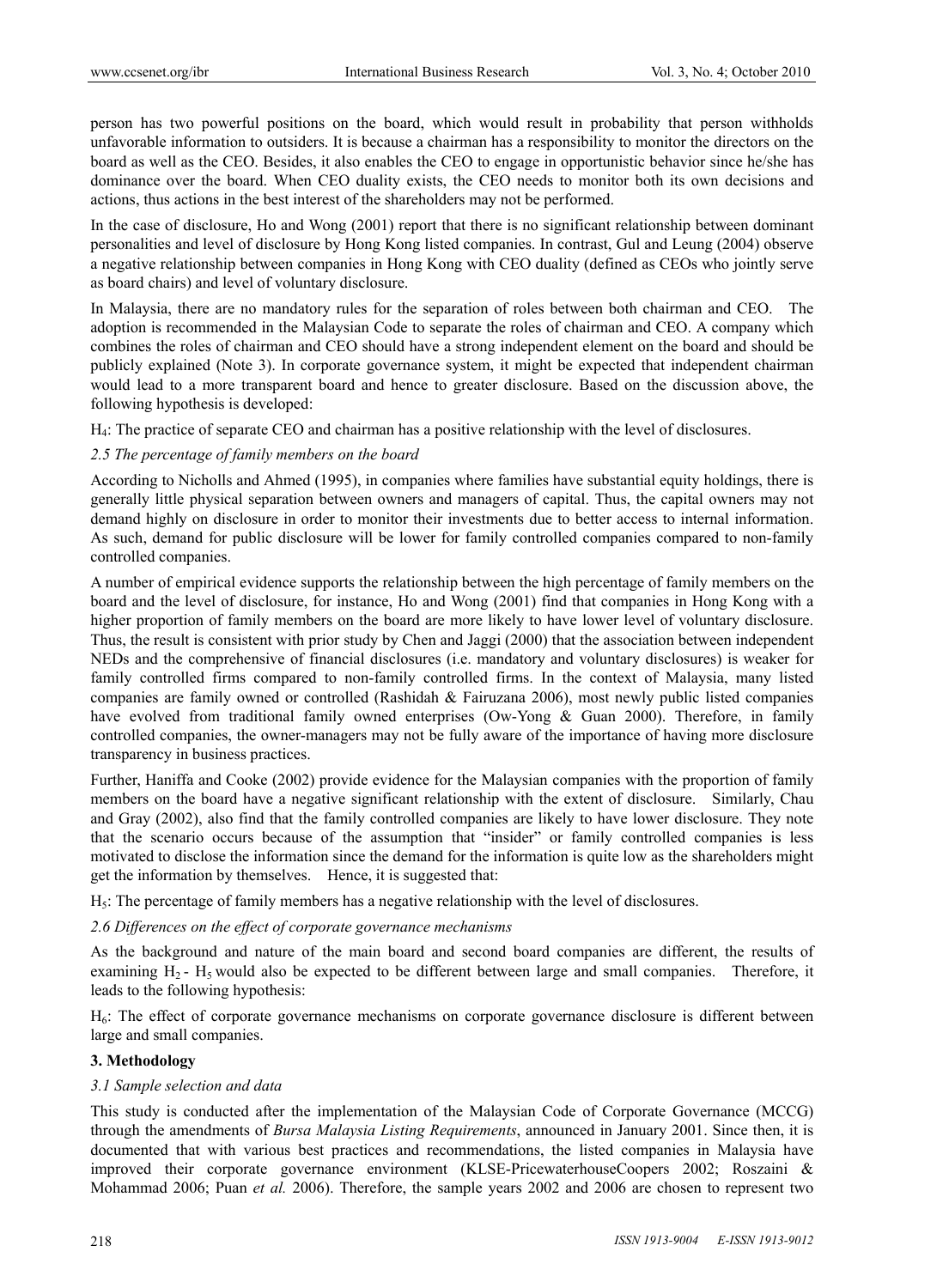person has two powerful positions on the board, which would result in probability that person withholds unfavorable information to outsiders. It is because a chairman has a responsibility to monitor the directors on the board as well as the CEO. Besides, it also enables the CEO to engage in opportunistic behavior since he/she has dominance over the board. When CEO duality exists, the CEO needs to monitor both its own decisions and actions, thus actions in the best interest of the shareholders may not be performed.

In the case of disclosure, Ho and Wong (2001) report that there is no significant relationship between dominant personalities and level of disclosure by Hong Kong listed companies. In contrast, Gul and Leung (2004) observe a negative relationship between companies in Hong Kong with CEO duality (defined as CEOs who jointly serve as board chairs) and level of voluntary disclosure.

In Malaysia, there are no mandatory rules for the separation of roles between both chairman and CEO. The adoption is recommended in the Malaysian Code to separate the roles of chairman and CEO. A company which combines the roles of chairman and CEO should have a strong independent element on the board and should be publicly explained (Note 3). In corporate governance system, it might be expected that independent chairman would lead to a more transparent board and hence to greater disclosure. Based on the discussion above, the following hypothesis is developed:

$H_4$: The practice of separate CEO and chairman has a positive relationship with the level of disclosures.

### *2.5 The percentage of family members on the board*

According to Nicholls and Ahmed (1995), in companies where families have substantial equity holdings, there is generally little physical separation between owners and managers of capital. Thus, the capital owners may not demand highly on disclosure in order to monitor their investments due to better access to internal information. As such, demand for public disclosure will be lower for family controlled companies compared to non-family controlled companies.

A number of empirical evidence supports the relationship between the high percentage of family members on the board and the level of disclosure, for instance, Ho and Wong (2001) find that companies in Hong Kong with a higher proportion of family members on the board are more likely to have lower level of voluntary disclosure. Thus, the result is consistent with prior study by Chen and Jaggi (2000) that the association between independent NEDs and the comprehensive of financial disclosures (i.e. mandatory and voluntary disclosures) is weaker for family controlled firms compared to non-family controlled firms. In the context of Malaysia, many listed companies are family owned or controlled (Rashidah & Fairuzana 2006), most newly public listed companies have evolved from traditional family owned enterprises (Ow-Yong & Guan 2000). Therefore, in family controlled companies, the owner-managers may not be fully aware of the importance of having more disclosure transparency in business practices.

Further, Haniffa and Cooke (2002) provide evidence for the Malaysian companies with the proportion of family members on the board have a negative significant relationship with the extent of disclosure. Similarly, Chau and Gray (2002), also find that the family controlled companies are likely to have lower disclosure. They note that the scenario occurs because of the assumption that "insider" or family controlled companies is less motivated to disclose the information since the demand for the information is quite low as the shareholders might get the information by themselves. Hence, it is suggested that:

$H_5$: The percentage of family members has a negative relationship with the level of disclosures.

### *2.6 Differences on the effect of corporate governance mechanisms*

As the background and nature of the main board and second board companies are different, the results of examining $H_2$ - $H_5$ would also be expected to be different between large and small companies. Therefore, it leads to the following hypothesis:

$H_6$: The effect of corporate governance mechanisms on corporate governance disclosure is different between large and small companies.

## **3. Methodology**

### *3.1 Sample selection and data*

This study is conducted after the implementation of the Malaysian Code of Corporate Governance (MCCG) through the amendments of *Bursa Malaysia Listing Requirements*, announced in January 2001. Since then, it is documented that with various best practices and recommendations, the listed companies in Malaysia have improved their corporate governance environment (KLSE-PricewaterhouseCoopers 2002; Roszaini & Mohammad 2006; Puan *et al.* 2006). Therefore, the sample years 2002 and 2006 are chosen to represent two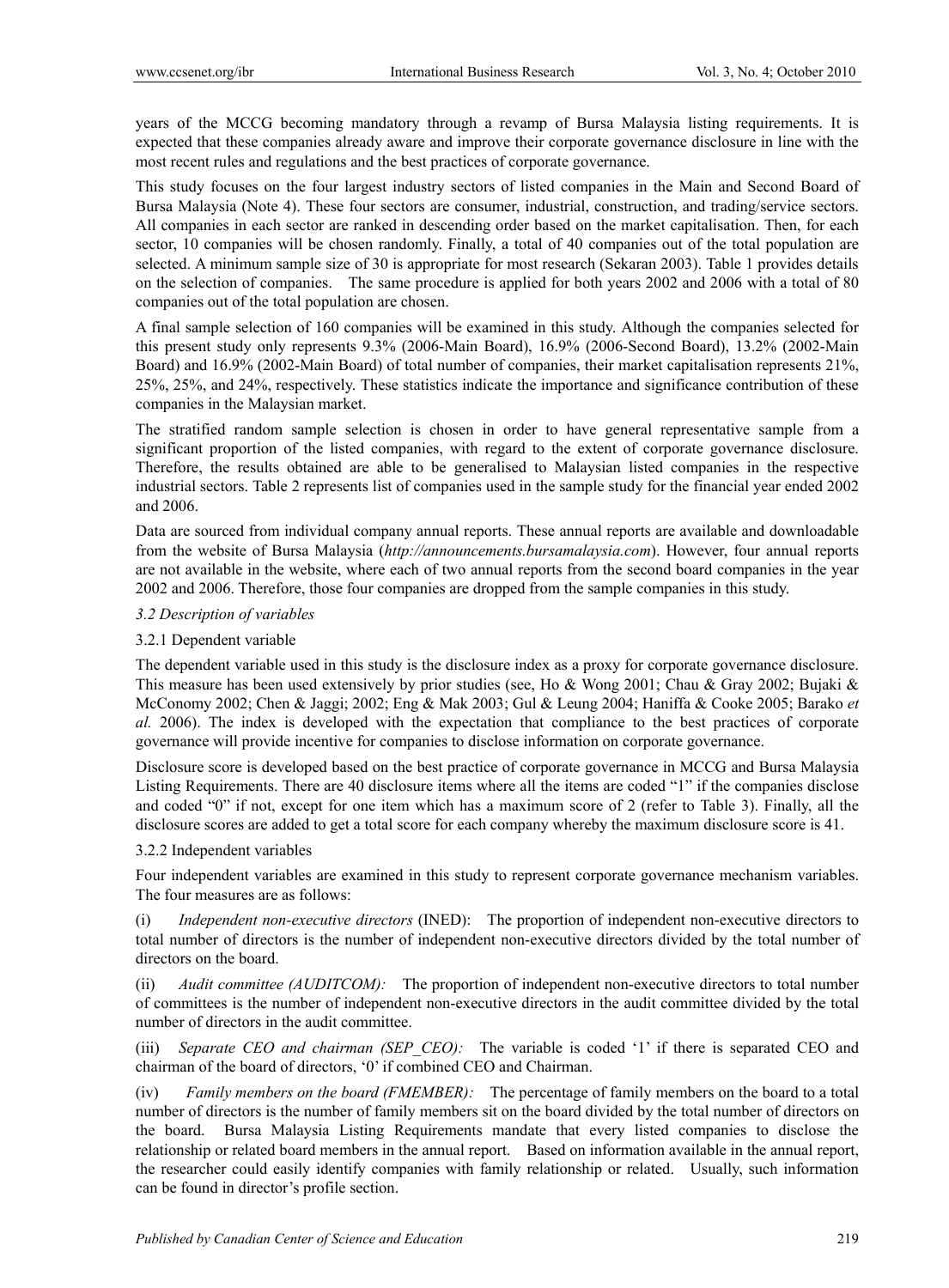years of the MCCG becoming mandatory through a revamp of Bursa Malaysia listing requirements. It is expected that these companies already aware and improve their corporate governance disclosure in line with the most recent rules and regulations and the best practices of corporate governance.

This study focuses on the four largest industry sectors of listed companies in the Main and Second Board of Bursa Malaysia (Note 4). These four sectors are consumer, industrial, construction, and trading/service sectors. All companies in each sector are ranked in descending order based on the market capitalisation. Then, for each sector, 10 companies will be chosen randomly. Finally, a total of 40 companies out of the total population are selected. A minimum sample size of 30 is appropriate for most research (Sekaran 2003). Table 1 provides details on the selection of companies. The same procedure is applied for both years 2002 and 2006 with a total of 80 companies out of the total population are chosen.

A final sample selection of 160 companies will be examined in this study. Although the companies selected for this present study only represents 9.3% (2006-Main Board), 16.9% (2006-Second Board), 13.2% (2002-Main Board) and 16.9% (2002-Main Board) of total number of companies, their market capitalisation represents 21%, 25%, 25%, and 24%, respectively. These statistics indicate the importance and significance contribution of these companies in the Malaysian market.

The stratified random sample selection is chosen in order to have general representative sample from a significant proportion of the listed companies, with regard to the extent of corporate governance disclosure. Therefore, the results obtained are able to be generalised to Malaysian listed companies in the respective industrial sectors. Table 2 represents list of companies used in the sample study for the financial year ended 2002 and 2006.

Data are sourced from individual company annual reports. These annual reports are available and downloadable from the website of Bursa Malaysia (*http://announcements.bursamalaysia.com*). However, four annual reports are not available in the website, where each of two annual reports from the second board companies in the year 2002 and 2006. Therefore, those four companies are dropped from the sample companies in this study.

### *3.2 Description of variables*

#### 3.2.1 Dependent variable

The dependent variable used in this study is the disclosure index as a proxy for corporate governance disclosure. This measure has been used extensively by prior studies (see, Ho & Wong 2001; Chau & Gray 2002; Bujaki & McConomy 2002; Chen & Jaggi; 2002; Eng & Mak 2003; Gul & Leung 2004; Haniffa & Cooke 2005; Barako *et al.* 2006). The index is developed with the expectation that compliance to the best practices of corporate governance will provide incentive for companies to disclose information on corporate governance.

Disclosure score is developed based on the best practice of corporate governance in MCCG and Bursa Malaysia Listing Requirements. There are 40 disclosure items where all the items are coded "1" if the companies disclose and coded "0" if not, except for one item which has a maximum score of 2 (refer to Table 3). Finally, all the disclosure scores are added to get a total score for each company whereby the maximum disclosure score is 41.

#### 3.2.2 Independent variables

Four independent variables are examined in this study to represent corporate governance mechanism variables. The four measures are as follows:

(i) *Independent non-executive directors* (INED): The proportion of independent non-executive directors to total number of directors is the number of independent non-executive directors divided by the total number of directors on the board.

(ii) *Audit committee (AUDITCOM):* The proportion of independent non-executive directors to total number of committees is the number of independent non-executive directors in the audit committee divided by the total number of directors in the audit committee.

(iii) *Separate CEO and chairman (SEP_CEO):* The variable is coded '1' if there is separated CEO and chairman of the board of directors, '0' if combined CEO and Chairman.

(iv) *Family members on the board (FMEMBER):* The percentage of family members on the board to a total number of directors is the number of family members sit on the board divided by the total number of directors on the board. Bursa Malaysia Listing Requirements mandate that every listed companies to disclose the relationship or related board members in the annual report. Based on information available in the annual report, the researcher could easily identify companies with family relationship or related. Usually, such information can be found in director's profile section.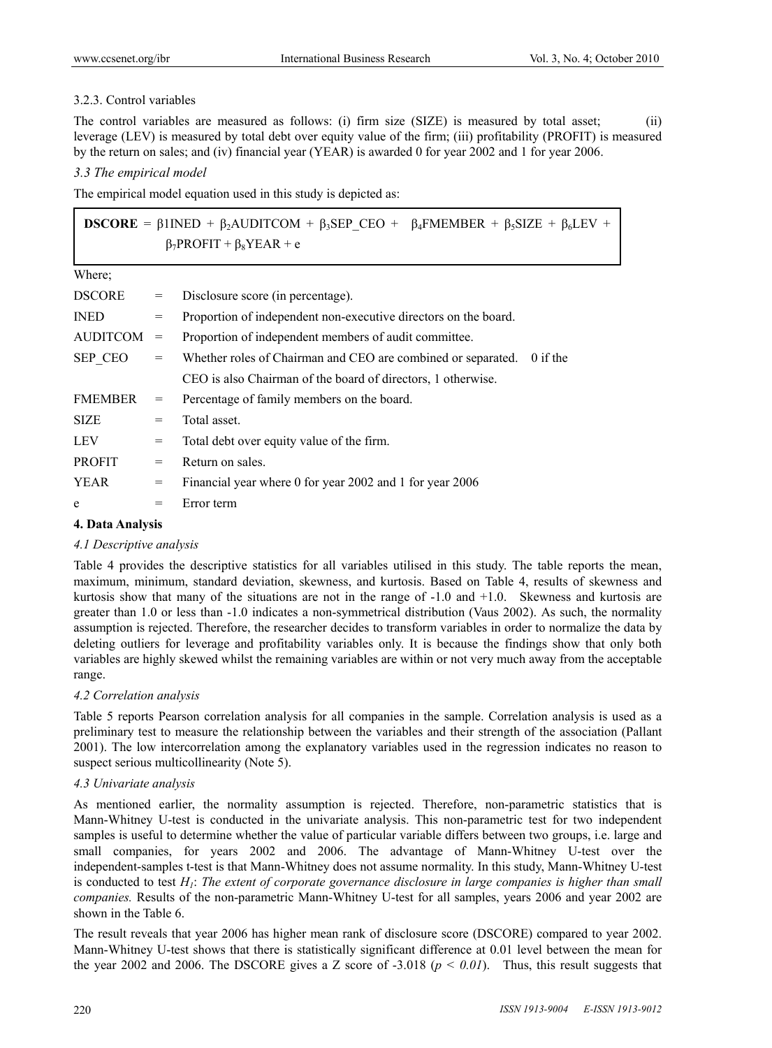#### 3.2.3. Control variables

The control variables are measured as follows: (i) firm size (SIZE) is measured by total asset; (ii) leverage (LEV) is measured by total debt over equity value of the firm; (iii) profitability (PROFIT) is measured by the return on sales; and (iv) financial year (YEAR) is awarded 0 for year 2002 and 1 for year 2006.

### *3.3 The empirical model*

The empirical model equation used in this study is depicted as:

$$\textbf{DSCORE} = \beta_1 INED + \beta_2 AUDITCOM + \beta_3 SEP\_CEO + \beta_4 FMEMBER + \beta_5 SIZE + \beta_6 LEV + \beta_7 PROFIT + \beta_8 YEAR + e$$

Where;

| | | |
|---|---|---|
| DSCORE | = | Disclosure score (in percentage). |
| INED | = | Proportion of independent non-executive directors on the board. |
| AUDITCOM | = | Proportion of independent members of audit committee. |
| SEP_CEO | = | Whether roles of Chairman and CEO are combined or separated. 0 if the CEO is also Chairman of the board of directors, 1 otherwise. |
| FMEMBER | = | Percentage of family members on the board. |
| SIZE | = | Total asset. |
| LEV | = | Total debt over equity value of the firm. |
| PROFIT | = | Return on sales. |
| YEAR | = | Financial year where 0 for year 2002 and 1 for year 2006 |
| e | = | Error term |

## 4. Data Analysis

### *4.1 Descriptive analysis*

Table 4 provides the descriptive statistics for all variables utilised in this study. The table reports the mean, maximum, minimum, standard deviation, skewness, and kurtosis. Based on Table 4, results of skewness and kurtosis show that many of the situations are not in the range of -1.0 and +1.0. Skewness and kurtosis are greater than 1.0 or less than -1.0 indicates a non-symmetrical distribution (Vaus 2002). As such, the normality assumption is rejected. Therefore, the researcher decides to transform variables in order to normalize the data by deleting outliers for leverage and profitability variables only. It is because the findings show that only both variables are highly skewed whilst the remaining variables are within or not very much away from the acceptable range.

### *4.2 Correlation analysis*

Table 5 reports Pearson correlation analysis for all companies in the sample. Correlation analysis is used as a preliminary test to measure the relationship between the variables and their strength of the association (Pallant 2001). The low intercorrelation among the explanatory variables used in the regression indicates no reason to suspect serious multicollinearity (Note 5).

### *4.3 Univariate analysis*

As mentioned earlier, the normality assumption is rejected. Therefore, non-parametric statistics that is Mann-Whitney U-test is conducted in the univariate analysis. This non-parametric test for two independent samples is useful to determine whether the value of particular variable differs between two groups, i.e. large and small companies, for years 2002 and 2006. The advantage of Mann-Whitney U-test over the independent-samples t-test is that Mann-Whitney does not assume normality. In this study, Mann-Whitney U-test is conducted to test $H_1$: *The extent of corporate governance disclosure in large companies is higher than small companies.* Results of the non-parametric Mann-Whitney U-test for all samples, years 2006 and year 2002 are shown in the Table 6.

The result reveals that year 2006 has higher mean rank of disclosure score (DSCORE) compared to year 2002. Mann-Whitney U-test shows that there is statistically significant difference at 0.01 level between the mean for the year 2002 and 2006. The DSCORE gives a Z score of -3.018 ($p < 0.01$). Thus, this result suggests that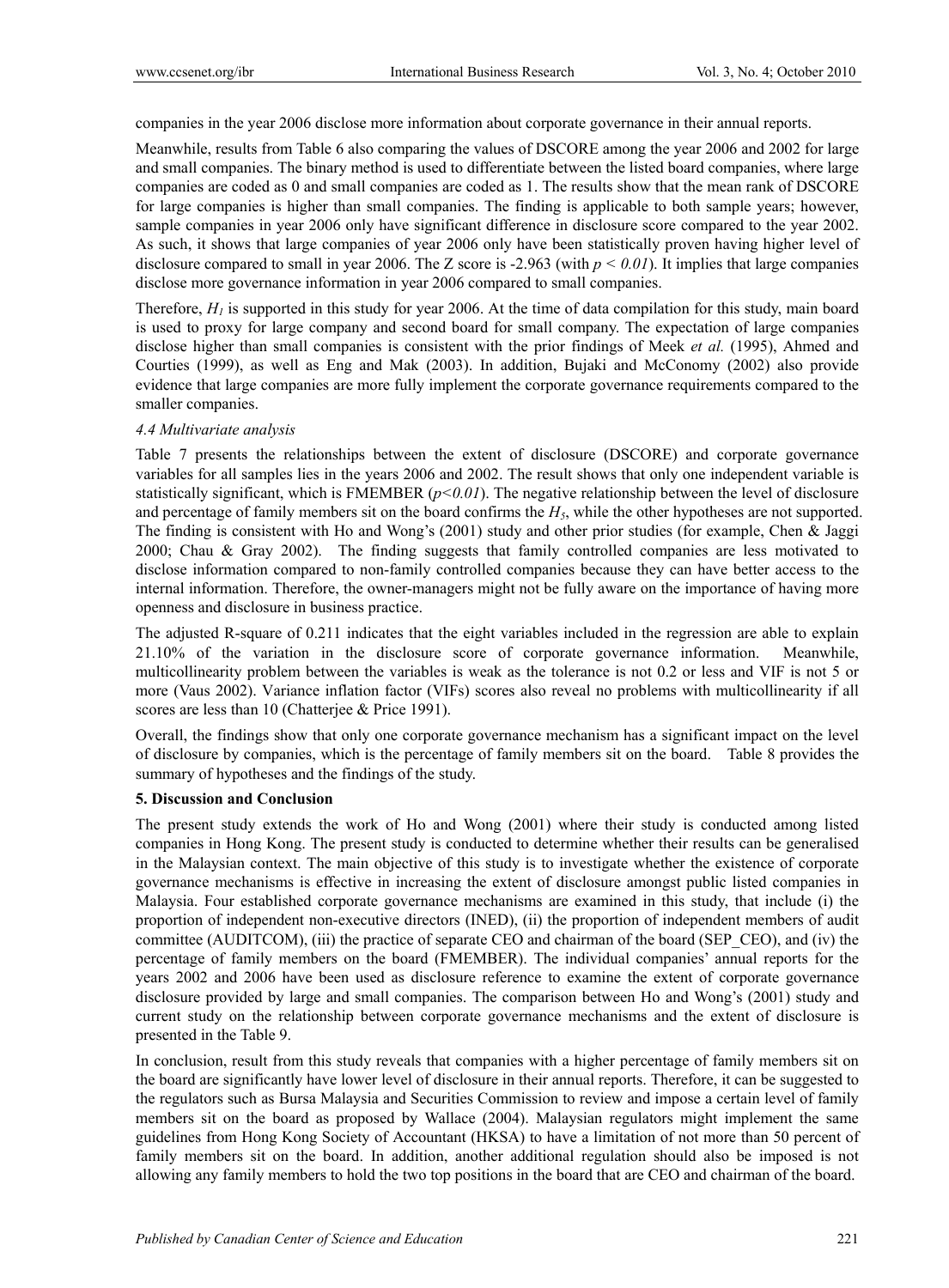companies in the year 2006 disclose more information about corporate governance in their annual reports.

Meanwhile, results from Table 6 also comparing the values of DSCORE among the year 2006 and 2002 for large and small companies. The binary method is used to differentiate between the listed board companies, where large companies are coded as 0 and small companies are coded as 1. The results show that the mean rank of DSCORE for large companies is higher than small companies. The finding is applicable to both sample years; however, sample companies in year 2006 only have significant difference in disclosure score compared to the year 2002. As such, it shows that large companies of year 2006 only have been statistically proven having higher level of disclosure compared to small in year 2006. The Z score is -2.963 (with $p < 0.01$). It implies that large companies disclose more governance information in year 2006 compared to small companies.

Therefore, $H_1$ is supported in this study for year 2006. At the time of data compilation for this study, main board is used to proxy for large company and second board for small company. The expectation of large companies disclose higher than small companies is consistent with the prior findings of Meek *et al.* (1995), Ahmed and Courties (1999), as well as Eng and Mak (2003). In addition, Bujaki and McConomy (2002) also provide evidence that large companies are more fully implement the corporate governance requirements compared to the smaller companies.

### *4.4 Multivariate analysis*

Table 7 presents the relationships between the extent of disclosure (DSCORE) and corporate governance variables for all samples lies in the years 2006 and 2002. The result shows that only one independent variable is statistically significant, which is FMEMBER ($p<0.01$). The negative relationship between the level of disclosure and percentage of family members sit on the board confirms the $H_5$, while the other hypotheses are not supported. The finding is consistent with Ho and Wong's (2001) study and other prior studies (for example, Chen & Jaggi 2000; Chau & Gray 2002). The finding suggests that family controlled companies are less motivated to disclose information compared to non-family controlled companies because they can have better access to the internal information. Therefore, the owner-managers might not be fully aware on the importance of having more openness and disclosure in business practice.

The adjusted R-square of 0.211 indicates that the eight variables included in the regression are able to explain 21.10% of the variation in the disclosure score of corporate governance information. Meanwhile, multicollinearity problem between the variables is weak as the tolerance is not 0.2 or less and VIF is not 5 or more (Vaus 2002). Variance inflation factor (VIFs) scores also reveal no problems with multicollinearity if all scores are less than 10 (Chatterjee & Price 1991).

Overall, the findings show that only one corporate governance mechanism has a significant impact on the level of disclosure by companies, which is the percentage of family members sit on the board. Table 8 provides the summary of hypotheses and the findings of the study.

## **5. Discussion and Conclusion**

The present study extends the work of Ho and Wong (2001) where their study is conducted among listed companies in Hong Kong. The present study is conducted to determine whether their results can be generalised in the Malaysian context. The main objective of this study is to investigate whether the existence of corporate governance mechanisms is effective in increasing the extent of disclosure amongst public listed companies in Malaysia. Four established corporate governance mechanisms are examined in this study, that include (i) the proportion of independent non-executive directors (INED), (ii) the proportion of independent members of audit committee (AUDITCOM), (iii) the practice of separate CEO and chairman of the board (SEP_CEO), and (iv) the percentage of family members on the board (FMEMBER). The individual companies' annual reports for the years 2002 and 2006 have been used as disclosure reference to examine the extent of corporate governance disclosure provided by large and small companies. The comparison between Ho and Wong's (2001) study and current study on the relationship between corporate governance mechanisms and the extent of disclosure is presented in the Table 9.

In conclusion, result from this study reveals that companies with a higher percentage of family members sit on the board are significantly have lower level of disclosure in their annual reports. Therefore, it can be suggested to the regulators such as Bursa Malaysia and Securities Commission to review and impose a certain level of family members sit on the board as proposed by Wallace (2004). Malaysian regulators might implement the same guidelines from Hong Kong Society of Accountant (HKSA) to have a limitation of not more than 50 percent of family members sit on the board. In addition, another additional regulation should also be imposed is not allowing any family members to hold the two top positions in the board that are CEO and chairman of the board.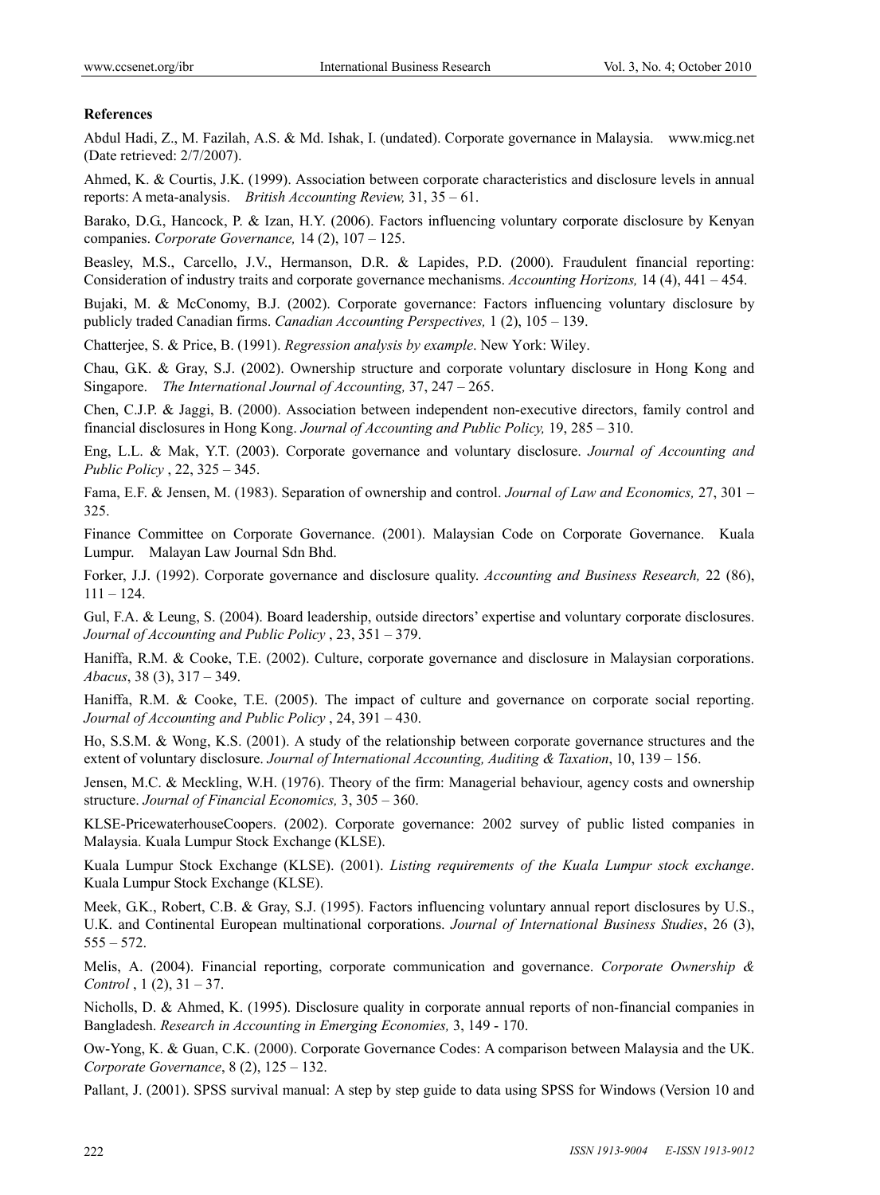**References**

Abdul Hadi, Z., M. Fazilah, A.S. & Md. Ishak, I. (undated). Corporate governance in Malaysia. www.micg.net (Date retrieved: 2/7/2007).

Ahmed, K. & Courtis, J.K. (1999). Association between corporate characteristics and disclosure levels in annual reports: A meta-analysis. *British Accounting Review,* 31, 35 – 61.

Barako, D.G., Hancock, P. & Izan, H.Y. (2006). Factors influencing voluntary corporate disclosure by Kenyan companies. *Corporate Governance,* 14 (2), 107 – 125.

Beasley, M.S., Carcello, J.V., Hermanson, D.R. & Lapides, P.D. (2000). Fraudulent financial reporting: Consideration of industry traits and corporate governance mechanisms. *Accounting Horizons,* 14 (4), 441 – 454.

Bujaki, M. & McConomy, B.J. (2002). Corporate governance: Factors influencing voluntary disclosure by publicly traded Canadian firms. *Canadian Accounting Perspectives,* 1 (2), 105 – 139.

Chatterjee, S. & Price, B. (1991). *Regression analysis by example*. New York: Wiley.

Chau, G.K. & Gray, S.J. (2002). Ownership structure and corporate voluntary disclosure in Hong Kong and Singapore. *The International Journal of Accounting,* 37, 247 – 265.

Chen, C.J.P. & Jaggi, B. (2000). Association between independent non-executive directors, family control and financial disclosures in Hong Kong. *Journal of Accounting and Public Policy,* 19, 285 – 310.

Eng, L.L. & Mak, Y.T. (2003). Corporate governance and voluntary disclosure. *Journal of Accounting and Public Policy* , 22, 325 – 345.

Fama, E.F. & Jensen, M. (1983). Separation of ownership and control. *Journal of Law and Economics,* 27, 301 – 325.

Finance Committee on Corporate Governance. (2001). Malaysian Code on Corporate Governance. Kuala Lumpur. Malayan Law Journal Sdn Bhd.

Forker, J.J. (1992). Corporate governance and disclosure quality. *Accounting and Business Research,* 22 (86), 111 – 124.

Gul, F.A. & Leung, S. (2004). Board leadership, outside directors' expertise and voluntary corporate disclosures. *Journal of Accounting and Public Policy* , 23, 351 – 379.

Haniffa, R.M. & Cooke, T.E. (2002). Culture, corporate governance and disclosure in Malaysian corporations. *Abacus*, 38 (3), 317 – 349.

Haniffa, R.M. & Cooke, T.E. (2005). The impact of culture and governance on corporate social reporting. *Journal of Accounting and Public Policy* , 24, 391 – 430.

Ho, S.S.M. & Wong, K.S. (2001). A study of the relationship between corporate governance structures and the extent of voluntary disclosure. *Journal of International Accounting, Auditing & Taxation*, 10, 139 – 156.

Jensen, M.C. & Meckling, W.H. (1976). Theory of the firm: Managerial behaviour, agency costs and ownership structure. *Journal of Financial Economics,* 3, 305 – 360.

KLSE-PricewaterhouseCoopers. (2002). Corporate governance: 2002 survey of public listed companies in Malaysia. Kuala Lumpur Stock Exchange (KLSE).

Kuala Lumpur Stock Exchange (KLSE). (2001). *Listing requirements of the Kuala Lumpur stock exchange*. Kuala Lumpur Stock Exchange (KLSE).

Meek, G.K., Robert, C.B. & Gray, S.J. (1995). Factors influencing voluntary annual report disclosures by U.S., U.K. and Continental European multinational corporations. *Journal of International Business Studies*, 26 (3), 555 – 572.

Melis, A. (2004). Financial reporting, corporate communication and governance. *Corporate Ownership & Control* , 1 (2), 31 – 37.

Nicholls, D. & Ahmed, K. (1995). Disclosure quality in corporate annual reports of non-financial companies in Bangladesh. *Research in Accounting in Emerging Economies,* 3, 149 - 170.

Ow-Yong, K. & Guan, C.K. (2000). Corporate Governance Codes: A comparison between Malaysia and the UK. *Corporate Governance*, 8 (2), 125 – 132.

Pallant, J. (2001). SPSS survival manual: A step by step guide to data using SPSS for Windows (Version 10 and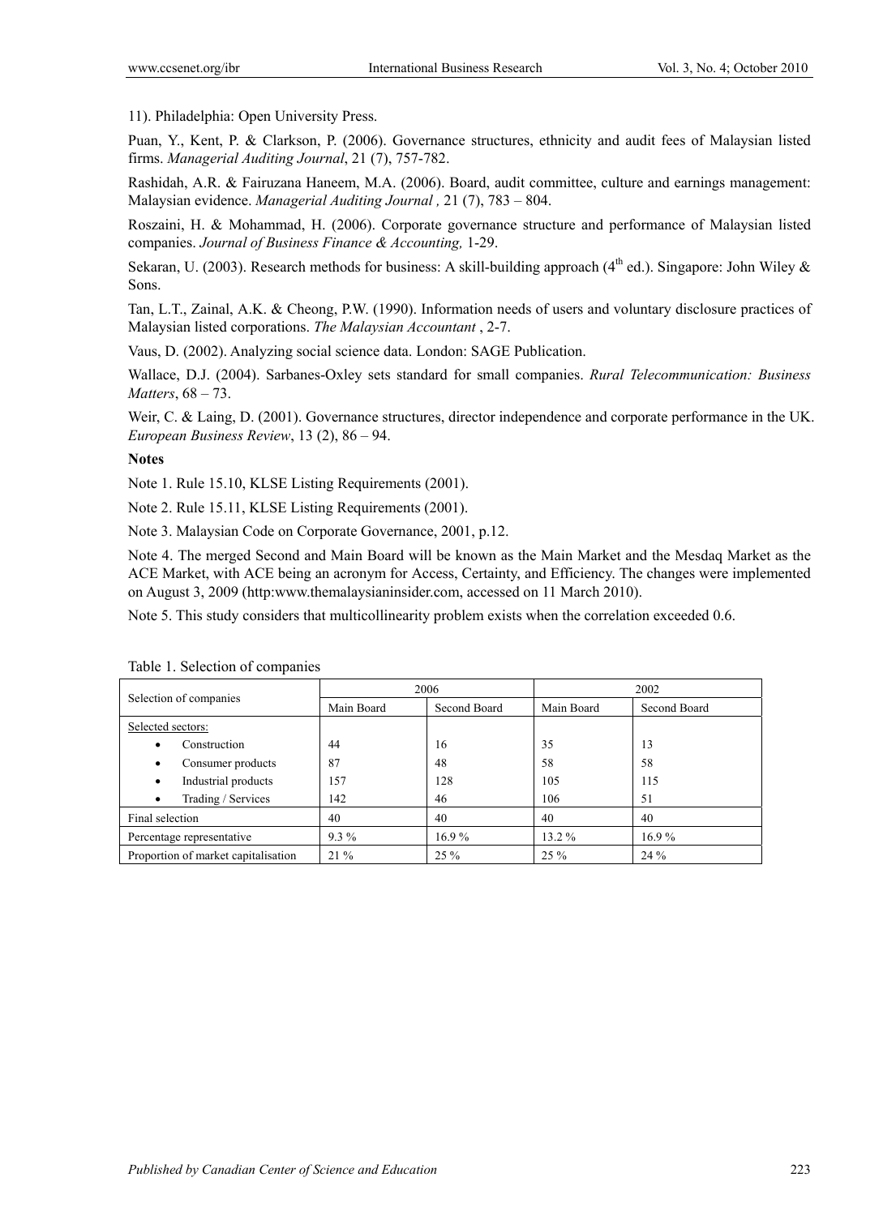11). Philadelphia: Open University Press.

Puan, Y., Kent, P. & Clarkson, P. (2006). Governance structures, ethnicity and audit fees of Malaysian listed firms. *Managerial Auditing Journal*, 21 (7), 757-782.

Rashidah, A.R. & Fairuzana Haneem, M.A. (2006). Board, audit committee, culture and earnings management: Malaysian evidence. *Managerial Auditing Journal ,* 21 (7), 783 – 804.

Roszaini, H. & Mohammad, H. (2006). Corporate governance structure and performance of Malaysian listed companies. *Journal of Business Finance & Accounting,* 1-29.

Sekaran, U. (2003). Research methods for business: A skill-building approach (4th ed.). Singapore: John Wiley & Sons.

Tan, L.T., Zainal, A.K. & Cheong, P.W. (1990). Information needs of users and voluntary disclosure practices of Malaysian listed corporations. *The Malaysian Accountant* , 2-7.

Vaus, D. (2002). Analyzing social science data. London: SAGE Publication.

Wallace, D.J. (2004). Sarbanes-Oxley sets standard for small companies. *Rural Telecommunication: Business Matters*, 68 – 73.

Weir, C. & Laing, D. (2001). Governance structures, director independence and corporate performance in the UK. *European Business Review*, 13 (2), 86 – 94.

**Notes**

Note 1. Rule 15.10, KLSE Listing Requirements (2001).

Note 2. Rule 15.11, KLSE Listing Requirements (2001).

Note 3. Malaysian Code on Corporate Governance, 2001, p.12.

Note 4. The merged Second and Main Board will be known as the Main Market and the Mesdaq Market as the ACE Market, with ACE being an acronym for Access, Certainty, and Efficiency. The changes were implemented on August 3, 2009 (http:www.themalaysianinsider.com, accessed on 11 March 2010).

Note 5. This study considers that multicollinearity problem exists when the correlation exceeded 0.6.

Table 1. Selection of companies

| Selection of companies | 2006 | | 2002 | |
|---|---|---|---|---|
| | Main Board | Second Board | Main Board | Second Board |
| Selected sectors: | | | | |
| • Construction | 44 | 16 | 35 | 13 |
| • Consumer products | 87 | 48 | 58 | 58 |
| • Industrial products | 157 | 128 | 105 | 115 |
| • Trading / Services | 142 | 46 | 106 | 51 |
| Final selection | 40 | 40 | 40 | 40 |
| Percentage representative | 9.3 % | 16.9 % | 13.2 % | 16.9 % |
| Proportion of market capitalisation | 21 % | 25 % | 25 % | 24 % |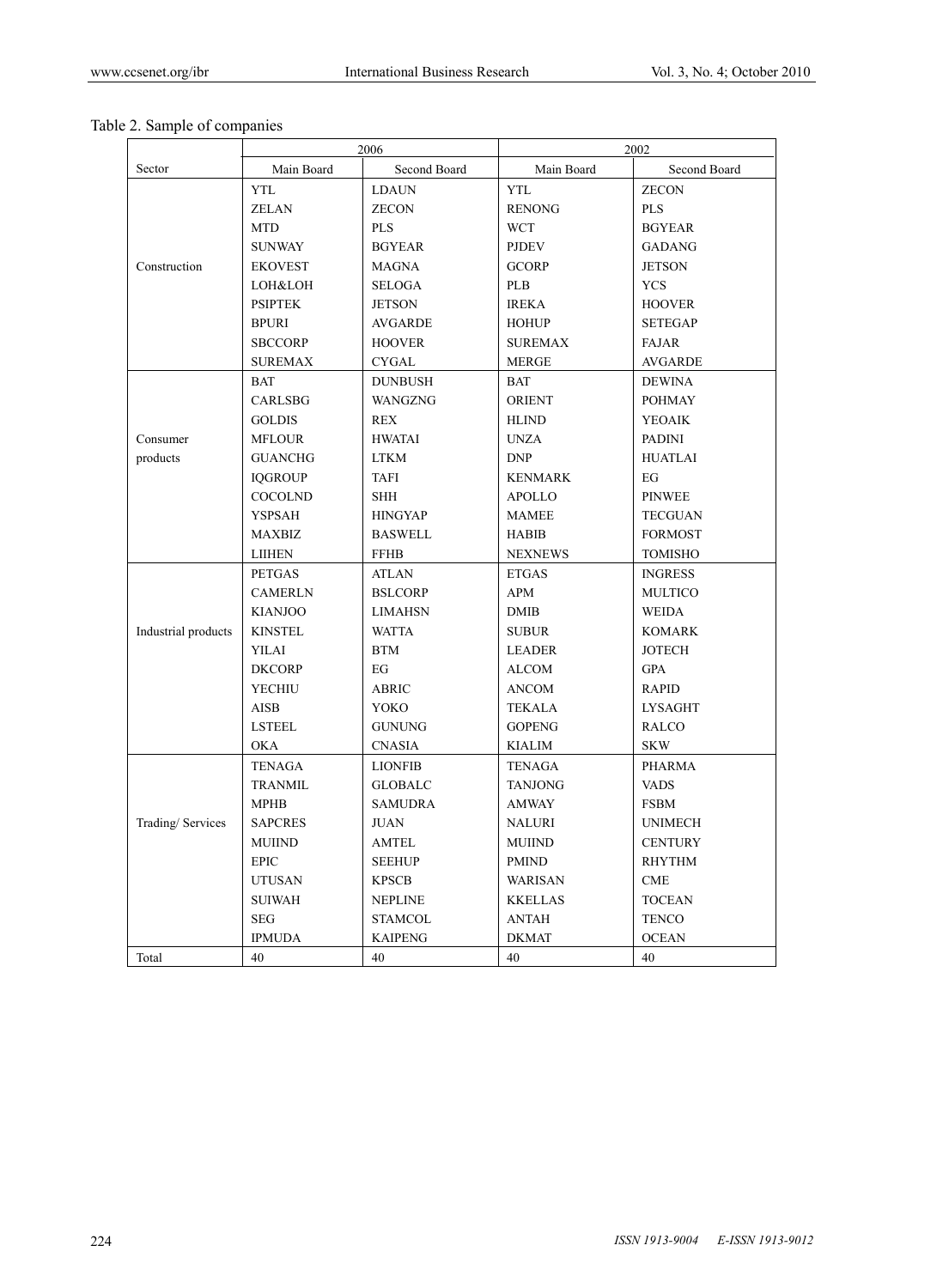Table 2. Sample of companies

| Sector | 2006 | | 2002 | |
|---|---|---|---|---|
| | Main Board | Second Board | Main Board | Second Board |
| Construction | YTL | LDAUN | YTL | ZECON |
| | ZELAN | ZECON | RENONG | PLS |
| | MTD | PLS | WCT | BGYEAR |
| | SUNWAY | BGYEAR | PJDEV | GADANG |
| | EKOVEST | MAGNA | GCORP | JETSON |
| | LOH&LOH | SELOGA | PLB | YCS |
| | PSIPTEK | JETSON | IREKA | HOOVER |
| | BPURI | AVGARDE | HOHUP | SETEGAP |
| | SBCCORP | HOOVER | SUREMAX | FAJAR |
| | SUREMAX | CYGAL | MERGE | AVGARDE |
| Consumer products | BAT | DUNBUSH | BAT | DEWINA |
| | CARLSBG | WANGZNG | ORIENT | POHMAY |
| | GOLDIS | REX | HLIND | YEOAIK |
| | MFLOUR | HWATAI | UNZA | PADINI |
| | GUANCHG | LTKM | DNP | HUATLAI |
| | IQGROUP | TAFI | KENMARK | EG |
| | COCOLND | SHH | APOLLO | PINWEE |
| | YSPSAH | HINGYAP | MAMEE | TECGUAN |
| | MAXBIZ | BASWELL | HABIB | FORMOST |
| | LIIHEN | FFHB | NEXNEWS | TOMISHO |
| Industrial products | PETGAS | ATLAN | ETGAS | INGRESS |
| | CAMERLN | BSLCORP | APM | MULTICO |
| | KIANJOO | LIMAHSN | DMIB | WEIDA |
| | KINSTEL | WATTA | SUBUR | KOMARK |
| | YILAI | BTM | LEADER | JOTECH |
| | DKCORP | EG | ALCOM | GPA |
| | YECHIU | ABRIC | ANCOM | RAPID |
| | AISB | YOKO | TEKALA | LYSAGHT |
| | LSTEEL | GUNUNG | GOPENG | RALCO |
| | OKA | CNASIA | KIALIM | SKW |
| Trading/ Services | TENAGA | LIONFIB | TENAGA | PHARMA |
| | TRANMIL | GLOBALC | TANJONG | VADS |
| | MPHB | SAMUDRA | AMWAY | FSBM |
| | SAPCRES | JUAN | NALURI | UNIMECH |
| | MUIIND | AMTEL | MUIIND | CENTURY |
| | EPIC | SEEHUP | PMIND | RHYTHM |
| | UTUSAN | KPSCB | WARISAN | CME |
| | SUIWAH | NEPLINE | KKELLAS | TOCEAN |
| | SEG | STAMCOL | ANTAH | TENCO |
| | IPMUDA | KAIPENG | DKMAT | OCEAN |
| Total | 40 | 40 | 40 | 40 |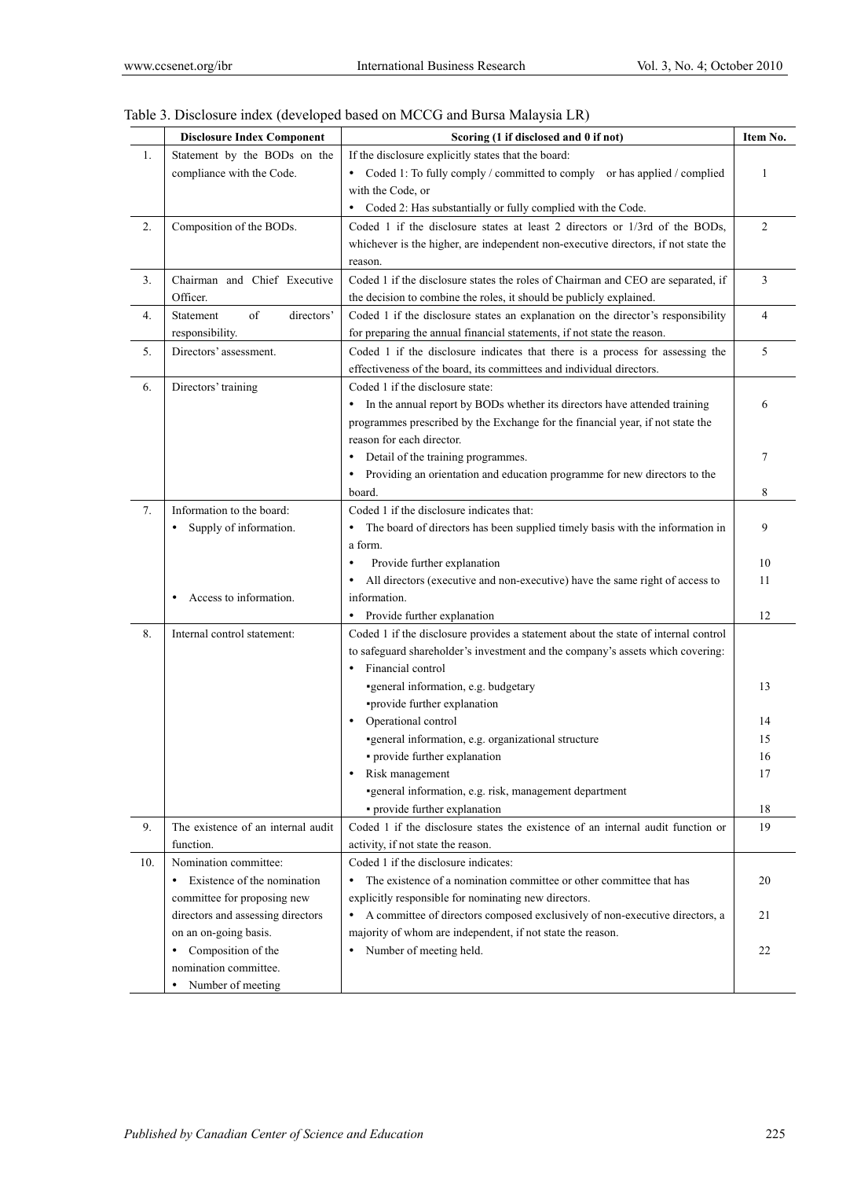Table 3. Disclosure index (developed based on MCCG and Bursa Malaysia LR)

| | Disclosure Index Component | Scoring (1 if disclosed and 0 if not) | Item No. |
|---|---|---|---|
| 1. | Statement by the BODs on the compliance with the Code. | If the disclosure explicitly states that the board:<br>• Coded 1: To fully comply / committed to comply or has applied / complied with the Code, or<br>• Coded 2: Has substantially or fully complied with the Code. | 1 |
| 2. | Composition of the BODs. | Coded 1 if the disclosure states at least 2 directors or 1/3rd of the BODs, whichever is the higher, are independent non-executive directors, if not state the reason. | 2 |
| 3. | Chairman and Chief Executive Officer. | Coded 1 if the disclosure states the roles of Chairman and CEO are separated, if the decision to combine the roles, it should be publicly explained. | 3 |
| 4. | Statement of directors' responsibility. | Coded 1 if the disclosure states an explanation on the director's responsibility for preparing the annual financial statements, if not state the reason. | 4 |
| 5. | Directors' assessment. | Coded 1 if the disclosure indicates that there is a process for assessing the effectiveness of the board, its committees and individual directors. | 5 |
| 6. | Directors' training | Coded 1 if the disclosure state:<br>• In the annual report by BODs whether its directors have attended training programmes prescribed by the Exchange for the financial year, if not state the reason for each director.<br>• Detail of the training programmes.<br>• Providing an orientation and education programme for new directors to the board. | 6<br><br>7<br><br>8 |
| 7. | Information to the board:<br>• Supply of information.<br><br><br>• Access to information. | Coded 1 if the disclosure indicates that:<br>• The board of directors has been supplied timely basis with the information in a form.<br>• Provide further explanation<br>• All directors (executive and non-executive) have the same right of access to information.<br>• Provide further explanation | 9<br><br>10<br>11<br><br>12 |
| 8. | Internal control statement: | Coded 1 if the disclosure provides a statement about the state of internal control to safeguard shareholder's investment and the company's assets which covering:<br>• Financial control<br>▪general information, e.g. budgetary<br>▪provide further explanation<br>• Operational control<br>▪general information, e.g. organizational structure<br>▪ provide further explanation<br>• Risk management<br>▪general information, e.g. risk, management department<br>▪ provide further explanation | <br><br><br>13<br><br>14<br>15<br>16<br>17<br><br>18 |
| 9. | The existence of an internal audit function. | Coded 1 if the disclosure states the existence of an internal audit function or activity, if not state the reason. | 19 |
| 10. | Nomination committee:<br>• Existence of the nomination committee for proposing new directors and assessing directors on an on-going basis.<br>• Composition of the nomination committee.<br>• Number of meeting | Coded 1 if the disclosure indicates:<br>• The existence of a nomination committee or other committee that has explicitly responsible for nominating new directors.<br>• A committee of directors composed exclusively of non-executive directors, a majority of whom are independent, if not state the reason.<br>• Number of meeting held. | <br>20<br><br>21<br><br>22 |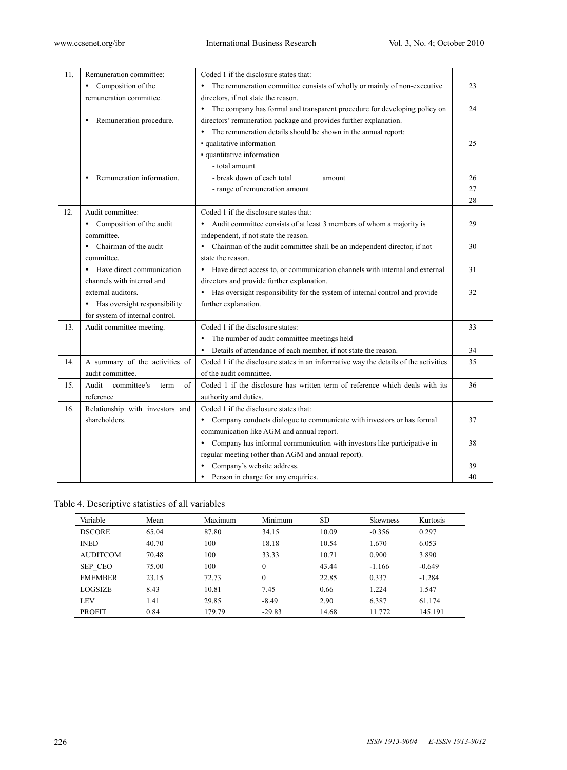| | | | |
|---|---|---|---|
| 11. | Remuneration committee:<br>• Composition of the remuneration committee.<br><br>• Remuneration procedure.<br><br><br><br><br>• Remuneration information. | Coded 1 if the disclosure states that:<br>• The remuneration committee consists of wholly or mainly of non-executive directors, if not state the reason.<br>• The company has formal and transparent procedure for developing policy on directors' remuneration package and provides further explanation.<br>• The remuneration details should be shown in the annual report:<br>▪ qualitative information<br>▪ quantitative information<br>- total amount<br>- break down of each total amount<br>- range of remuneration amount | 23<br><br>24<br><br><br>25<br><br><br>26<br>27<br>28 |
| 12. | Audit committee:<br>• Composition of the audit committee.<br>• Chairman of the audit committee.<br>• Have direct communication channels with internal and external auditors.<br>• Has oversight responsibility for system of internal control. | Coded 1 if the disclosure states that:<br>• Audit committee consists of at least 3 members of whom a majority is independent, if not state the reason.<br>• Chairman of the audit committee shall be an independent director, if not state the reason.<br>• Have direct access to, or communication channels with internal and external directors and provide further explanation.<br>• Has oversight responsibility for the system of internal control and provide further explanation. | 29<br><br>30<br><br>31<br><br>32 |
| 13. | Audit committee meeting. | Coded 1 if the disclosure states:<br>• The number of audit committee meetings held<br>• Details of attendance of each member, if not state the reason. | 33<br><br>34 |
| 14. | A summary of the activities of audit committee. | Coded 1 if the disclosure states in an informative way the details of the activities of the audit committee. | 35 |
| 15. | Audit committee's term of reference | Coded 1 if the disclosure has written term of reference which deals with its authority and duties. | 36 |
| 16. | Relationship with investors and shareholders. | Coded 1 if the disclosure states that:<br>• Company conducts dialogue to communicate with investors or has formal communication like AGM and annual report.<br>• Company has informal communication with investors like participative in regular meeting (other than AGM and annual report).<br>• Company's website address.<br>• Person in charge for any enquiries. | <br>37<br><br>38<br><br>39<br>40 |

Table 4. Descriptive statistics of all variables

| Variable | Mean | Maximum | Minimum | SD | Skewness | Kurtosis |
|---|---|---|---|---|---|---|
| DSCORE | 65.04 | 87.80 | 34.15 | 10.09 | -0.356 | 0.297 |
| INED | 40.70 | 100 | 18.18 | 10.54 | 1.670 | 6.053 |
| AUDITCOM | 70.48 | 100 | 33.33 | 10.71 | 0.900 | 3.890 |
| SEP_CEO | 75.00 | 100 | 0 | 43.44 | -1.166 | -0.649 |
| FMEMBER | 23.15 | 72.73 | 0 | 22.85 | 0.337 | -1.284 |
| LOGSIZE | 8.43 | 10.81 | 7.45 | 0.66 | 1.224 | 1.547 |
| LEV | 1.41 | 29.85 | -8.49 | 2.90 | 6.387 | 61.174 |
| PROFIT | 0.84 | 179.79 | -29.83 | 14.68 | 11.772 | 145.191 |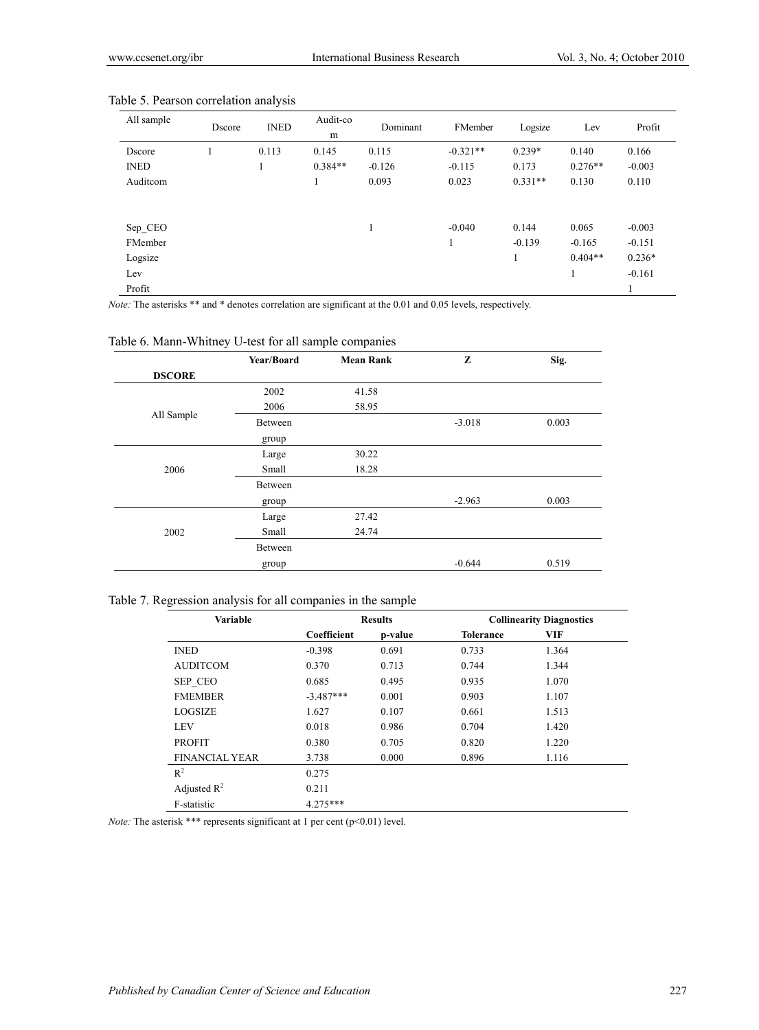Table 5. Pearson correlation analysis

| All sample | Dscore | INED | Audit-com | Dominant | FMember | Logsize | Lev | Profit |
|---|---|---|---|---|---|---|---|---|
| Dscore | 1 | 0.113 | 0.145 | 0.115 | -0.321** | 0.239* | 0.140 | 0.166 |
| INED | | 1 | 0.384** | -0.126 | -0.115 | 0.173 | 0.276** | -0.003 |
| Auditcom | | | 1 | 0.093 | 0.023 | 0.331** | 0.130 | 0.110 |
| Sep_CEO | | | | 1 | -0.040 | 0.144 | 0.065 | -0.003 |
| FMember | | | | | 1 | -0.139 | -0.165 | -0.151 |
| Logsize | | | | | | 1 | 0.404** | 0.236* |
| Lev | | | | | | | 1 | -0.161 |
| Profit | | | | | | | | 1 |

*Note:* The asterisks ** and * denotes correlation are significant at the 0.01 and 0.05 levels, respectively.

Table 6. Mann-Whitney U-test for all sample companies

| | Year/Board | Mean Rank | Z | Sig. |
|---|---|---|---|---|
| **DSCORE** | | | | |
| All Sample | 2002 | 41.58 | | |
| | 2006 | 58.95 | | |
| | Between group | | -3.018 | 0.003 |
| 2006 | Large | 30.22 | | |
| | Small | 18.28 | | |
| | Between group | | -2.963 | 0.003 |
| 2002 | Large | 27.42 | | |
| | Small | 24.74 | | |
| | Between group | | -0.644 | 0.519 |

Table 7. Regression analysis for all companies in the sample

| Variable | Results | | Collinearity Diagnostics | |
|---|---|---|---|---|
| | Coefficient | p-value | Tolerance | VIF |
| INED | -0.398 | 0.691 | 0.733 | 1.364 |
| AUDITCOM | 0.370 | 0.713 | 0.744 | 1.344 |
| SEP_CEO | 0.685 | 0.495 | 0.935 | 1.070 |
| FMEMBER | -3.487*** | 0.001 | 0.903 | 1.107 |
| LOGSIZE | 1.627 | 0.107 | 0.661 | 1.513 |
| LEV | 0.018 | 0.986 | 0.704 | 1.420 |
| PROFIT | 0.380 | 0.705 | 0.820 | 1.220 |
| FINANCIAL YEAR | 3.738 | 0.000 | 0.896 | 1.116 |
| $R^2$ | 0.275 | | | |
| Adjusted $R^2$ | 0.211 | | | |
| F-statistic | 4.275*** | | | |

*Note:* The asterisk *** represents significant at 1 per cent ($p<0.01$) level.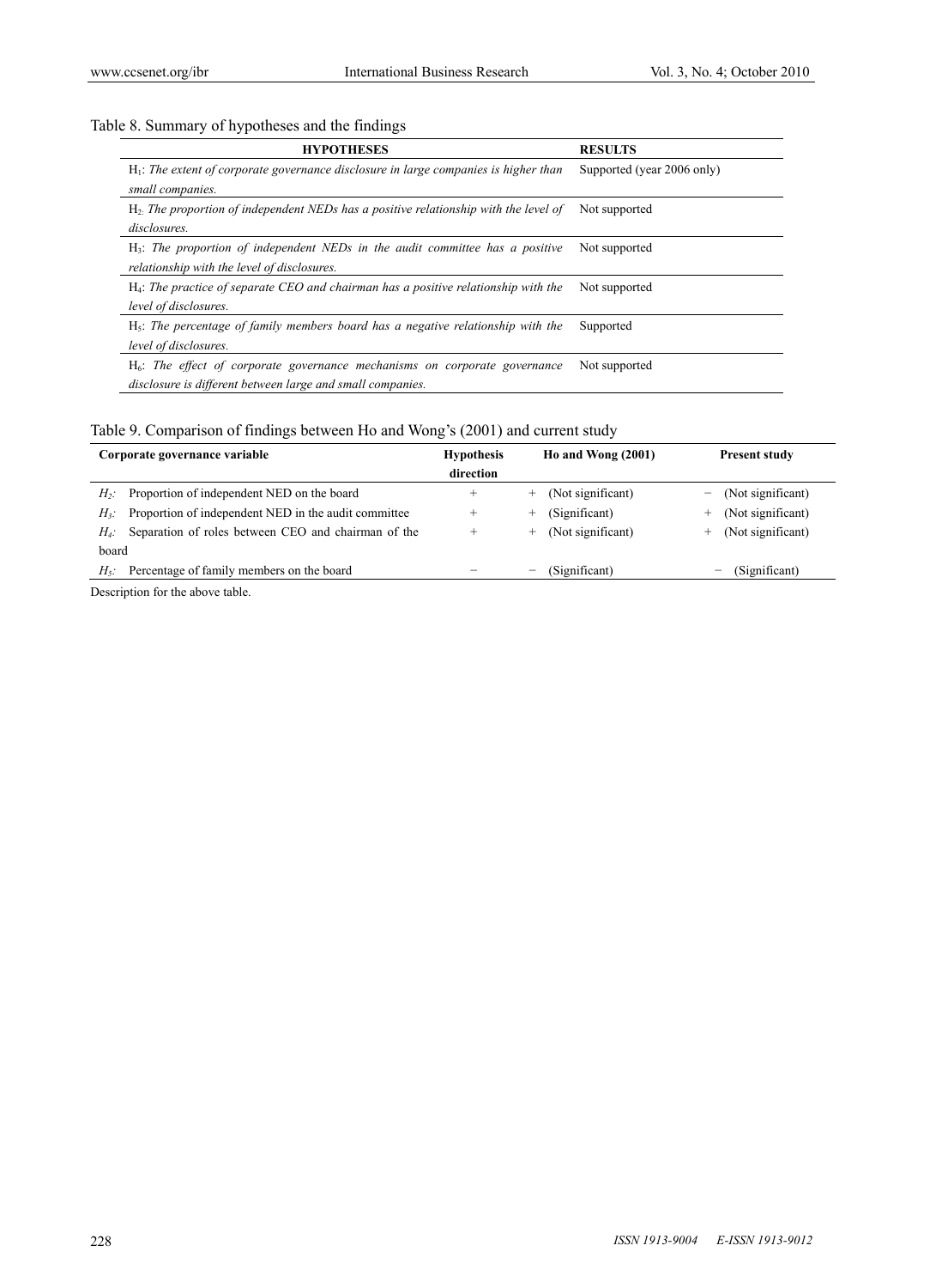Table 8. Summary of hypotheses and the findings

| HYPOTHESES | RESULTS |
|---|---|
| $H_1$: *The extent of corporate governance disclosure in large companies is higher than small companies.* | Supported (year 2006 only) |
| $H_2$: *The proportion of independent NEDs has a positive relationship with the level of disclosures.* | Not supported |
| $H_3$: *The proportion of independent NEDs in the audit committee has a positive relationship with the level of disclosures.* | Not supported |
| $H_4$: *The practice of separate CEO and chairman has a positive relationship with the level of disclosures.* | Not supported |
| $H_5$: *The percentage of family members board has a negative relationship with the level of disclosures.* | Supported |
| $H_6$: *The effect of corporate governance mechanisms on corporate governance disclosure is different between large and small companies.* | Not supported |

Table 9. Comparison of findings between Ho and Wong's (2001) and current study

| Corporate governance variable | Hypothesis direction | Ho and Wong (2001) | Present study |
|---|---|---|---|
| *$H_2$:* Proportion of independent NED on the board | + | + (Not significant) | − (Not significant) |
| *$H_3$:* Proportion of independent NED in the audit committee | + | + (Significant) | + (Not significant) |
| *$H_4$:* Separation of roles between CEO and chairman of the board | + | + (Not significant) | + (Not significant) |
| *$H_5$:* Percentage of family members on the board | − | − (Significant) | − (Significant) |

Description for the above table.